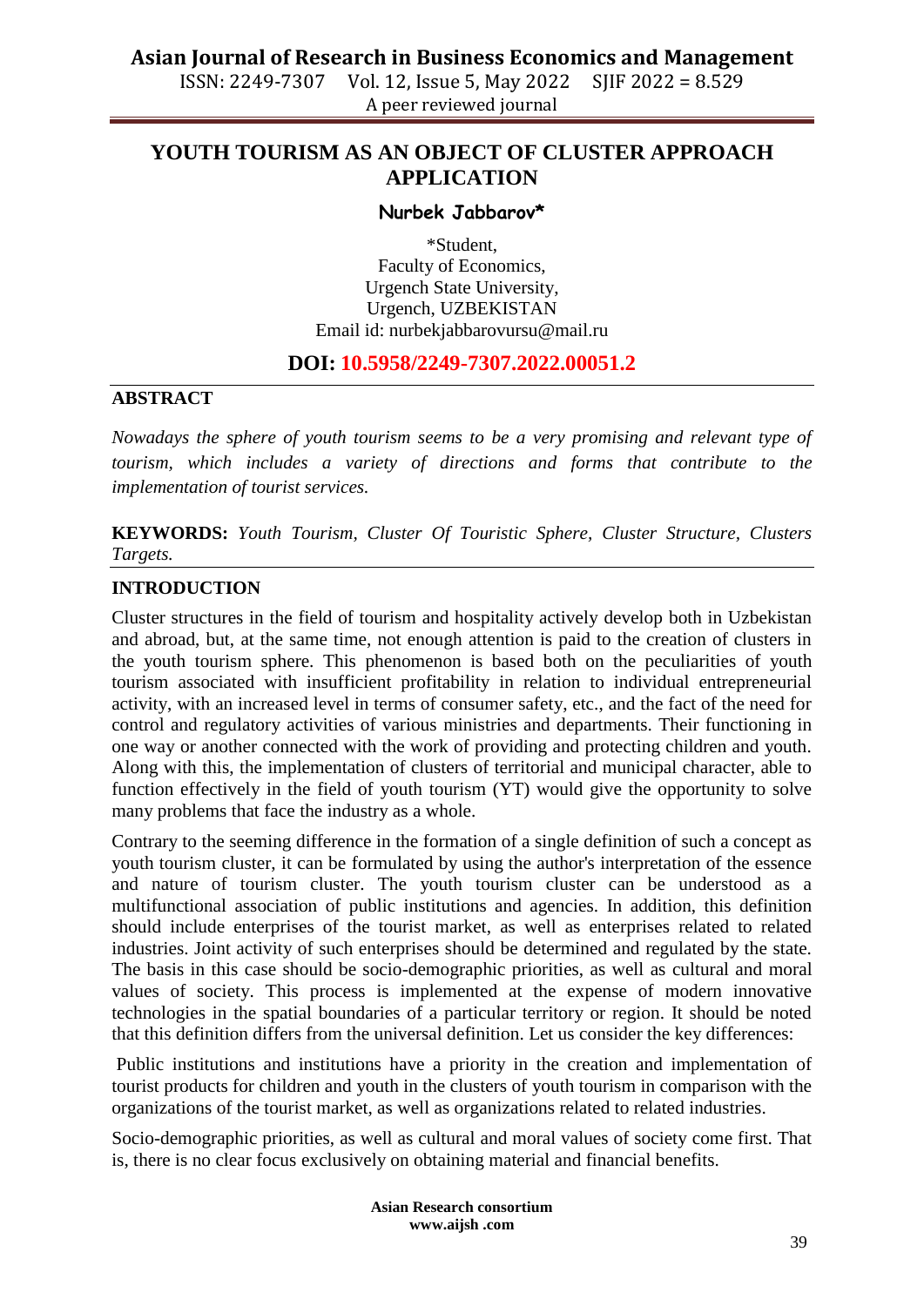# YOUTH TOURISM AS AN OBJECT OF CLUSTER APPROACH APPLICATION

**Nurbek Jabbarov***

*Student,
Faculty of Economics,
Urgench State University,
Urgench, UZBEKISTAN
Email id: nurbekjabbarovursu@mail.ru

## DOI: 10.5958/2249-7307.2022.00051.2

## ABSTRACT

*Nowadays the sphere of youth tourism seems to be a very promising and relevant type of tourism, which includes a variety of directions and forms that contribute to the implementation of tourist services.*

**KEYWORDS:** *Youth Tourism, Cluster Of Touristic Sphere, Cluster Structure, Clusters Targets.*

## INTRODUCTION

Cluster structures in the field of tourism and hospitality actively develop both in Uzbekistan and abroad, but, at the same time, not enough attention is paid to the creation of clusters in the youth tourism sphere. This phenomenon is based both on the peculiarities of youth tourism associated with insufficient profitability in relation to individual entrepreneurial activity, with an increased level in terms of consumer safety, etc., and the fact of the need for control and regulatory activities of various ministries and departments. Their functioning in one way or another connected with the work of providing and protecting children and youth. Along with this, the implementation of clusters of territorial and municipal character, able to function effectively in the field of youth tourism (YT) would give the opportunity to solve many problems that face the industry as a whole.

Contrary to the seeming difference in the formation of a single definition of such a concept as youth tourism cluster, it can be formulated by using the author's interpretation of the essence and nature of tourism cluster. The youth tourism cluster can be understood as a multifunctional association of public institutions and agencies. In addition, this definition should include enterprises of the tourist market, as well as enterprises related to related industries. Joint activity of such enterprises should be determined and regulated by the state. The basis in this case should be socio-demographic priorities, as well as cultural and moral values of society. This process is implemented at the expense of modern innovative technologies in the spatial boundaries of a particular territory or region. It should be noted that this definition differs from the universal definition. Let us consider the key differences:

Public institutions and institutions have a priority in the creation and implementation of tourist products for children and youth in the clusters of youth tourism in comparison with the organizations of the tourist market, as well as organizations related to related industries.

Socio-demographic priorities, as well as cultural and moral values of society come first. That is, there is no clear focus exclusively on obtaining material and financial benefits.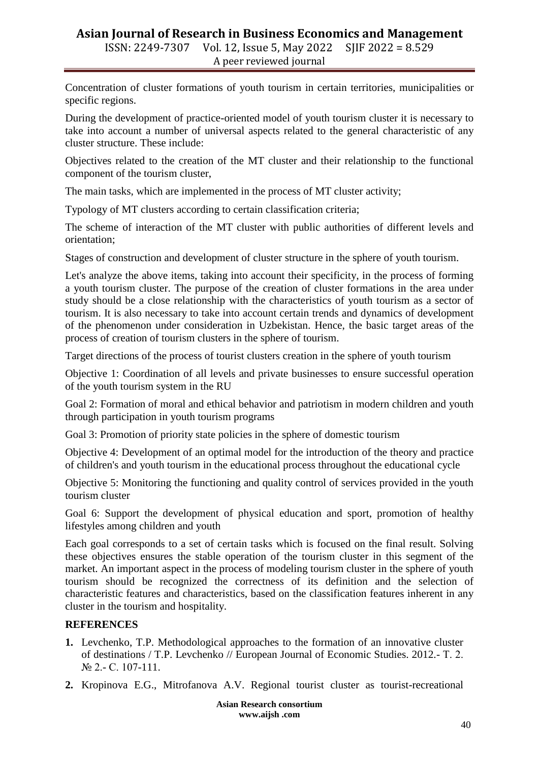Concentration of cluster formations of youth tourism in certain territories, municipalities or specific regions.

During the development of practice-oriented model of youth tourism cluster it is necessary to take into account a number of universal aspects related to the general characteristic of any cluster structure. These include:

Objectives related to the creation of the MT cluster and their relationship to the functional component of the tourism cluster,

The main tasks, which are implemented in the process of MT cluster activity;

Typology of MT clusters according to certain classification criteria;

The scheme of interaction of the MT cluster with public authorities of different levels and orientation;

Stages of construction and development of cluster structure in the sphere of youth tourism.

Let's analyze the above items, taking into account their specificity, in the process of forming a youth tourism cluster. The purpose of the creation of cluster formations in the area under study should be a close relationship with the characteristics of youth tourism as a sector of tourism. It is also necessary to take into account certain trends and dynamics of development of the phenomenon under consideration in Uzbekistan. Hence, the basic target areas of the process of creation of tourism clusters in the sphere of tourism.

Target directions of the process of tourist clusters creation in the sphere of youth tourism

Objective 1: Coordination of all levels and private businesses to ensure successful operation of the youth tourism system in the RU

Goal 2: Formation of moral and ethical behavior and patriotism in modern children and youth through participation in youth tourism programs

Goal 3: Promotion of priority state policies in the sphere of domestic tourism

Objective 4: Development of an optimal model for the introduction of the theory and practice of children's and youth tourism in the educational process throughout the educational cycle

Objective 5: Monitoring the functioning and quality control of services provided in the youth tourism cluster

Goal 6: Support the development of physical education and sport, promotion of healthy lifestyles among children and youth

Each goal corresponds to a set of certain tasks which is focused on the final result. Solving these objectives ensures the stable operation of the tourism cluster in this segment of the market. An important aspect in the process of modeling tourism cluster in the sphere of youth tourism should be recognized the correctness of its definition and the selection of characteristic features and characteristics, based on the classification features inherent in any cluster in the tourism and hospitality.

## REFERENCES

1. Levchenko, T.P. Methodological approaches to the formation of an innovative cluster of destinations / T.P. Levchenko // European Journal of Economic Studies. 2012.- T. 2. № 2.- C. 107-111.
2. Kropinova E.G., Mitrofanova A.V. Regional tourist cluster as tourist-recreational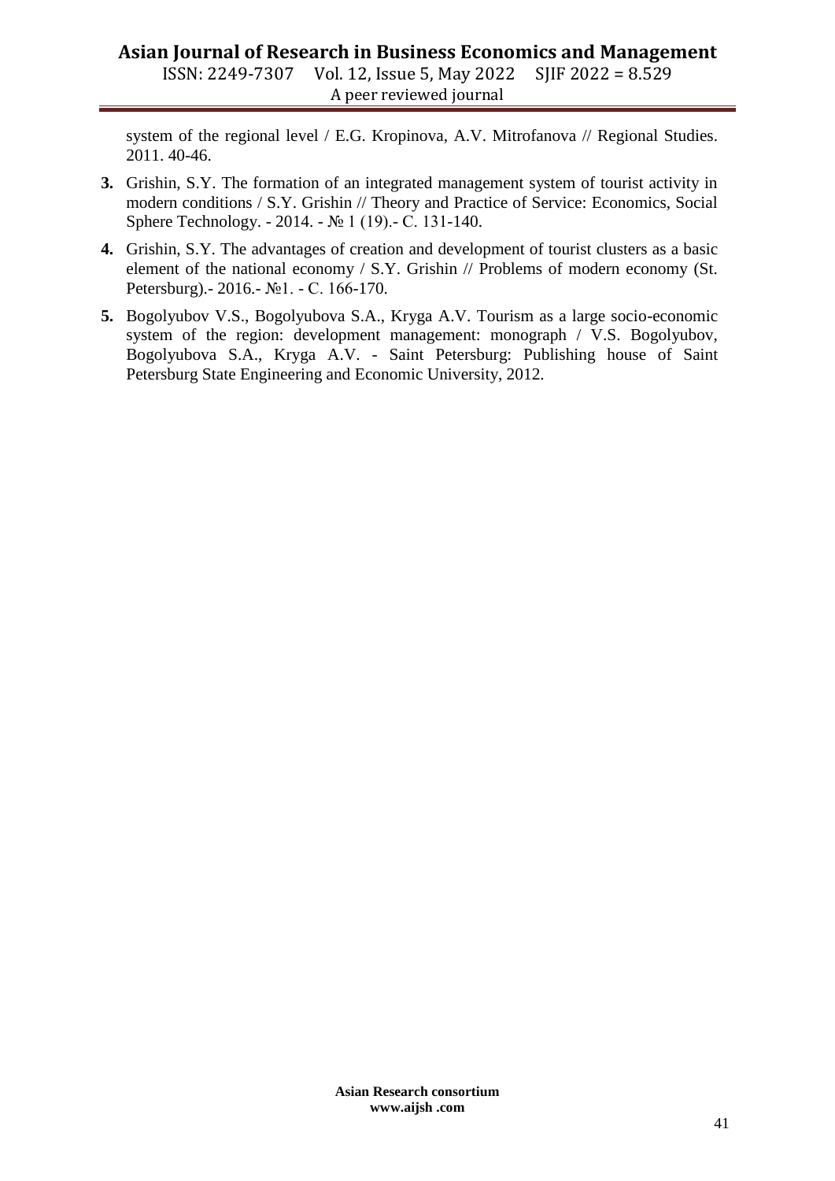system of the regional level / E.G. Kropinova, A.V. Mitrofanova // Regional Studies. 2011. 40-46.

3. Grishin, S.Y. The formation of an integrated management system of tourist activity in modern conditions / S.Y. Grishin // Theory and Practice of Service: Economics, Social Sphere Technology. - 2014. - № 1 (19).- С. 131-140.

4. Grishin, S.Y. The advantages of creation and development of tourist clusters as a basic element of the national economy / S.Y. Grishin // Problems of modern economy (St. Petersburg).- 2016.- №1. - С. 166-170.

5. Bogolyubov V.S., Bogolyubova S.A., Kryga A.V. Tourism as a large socio-economic system of the region: development management: monograph / V.S. Bogolyubov, Bogolyubova S.A., Kryga A.V. - Saint Petersburg: Publishing house of Saint Petersburg State Engineering and Economic University, 2012.